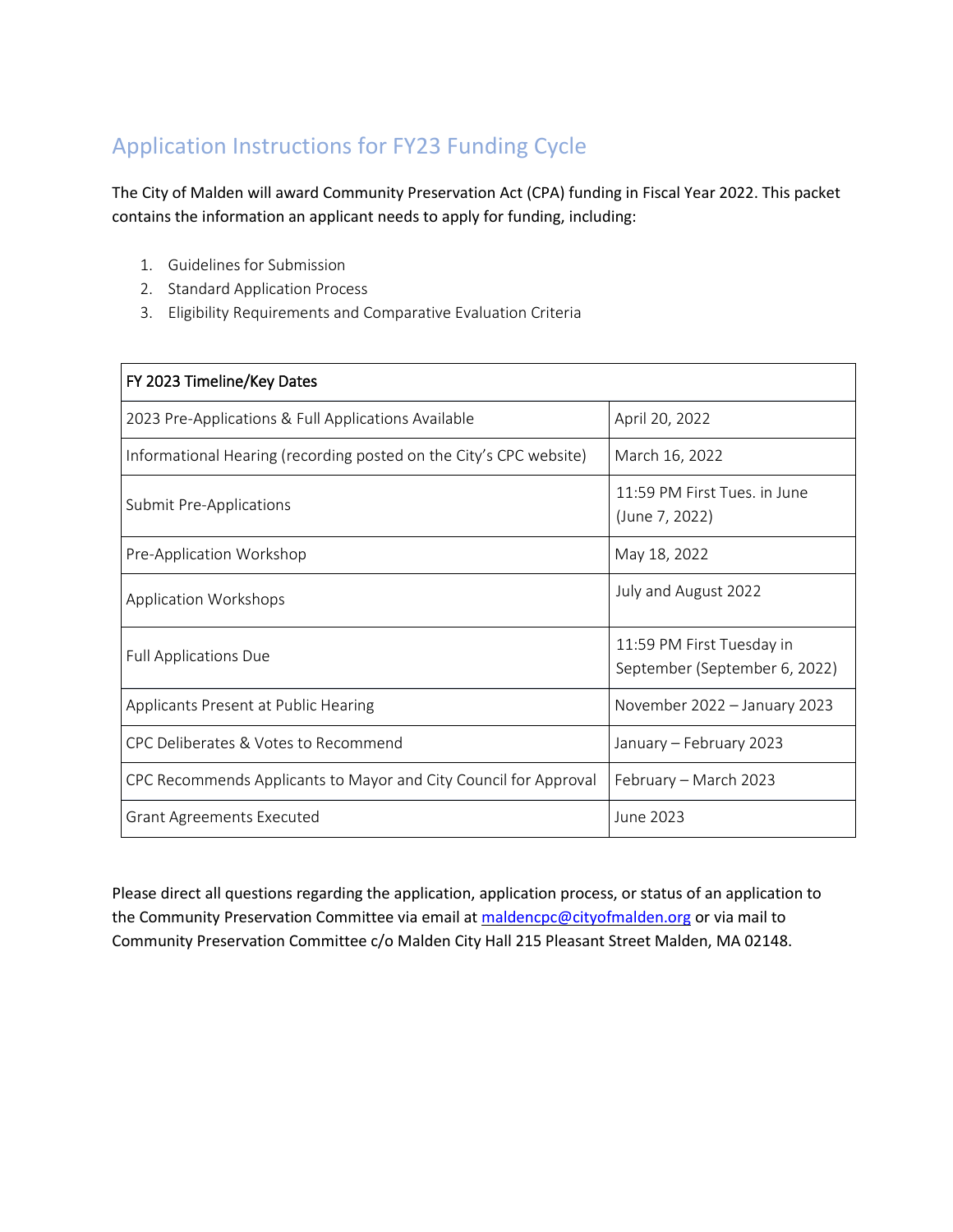# Application Instructions for FY23 Funding Cycle

The City of Malden will award Community Preservation Act (CPA) funding in Fiscal Year 2022. This packet contains the information an applicant needs to apply for funding, including:

1. Guidelines for Submission
2. Standard Application Process
3. Eligibility Requirements and Comparative Evaluation Criteria

| FY 2023 Timeline/Key Dates | |
|---|---|
| 2023 Pre-Applications & Full Applications Available | April 20, 2022 |
| Informational Hearing (recording posted on the City's CPC website) | March 16, 2022 |
| Submit Pre-Applications | 11:59 PM First Tues. in June (June 7, 2022) |
| Pre-Application Workshop | May 18, 2022 |
| Application Workshops | July and August 2022 |
| Full Applications Due | 11:59 PM First Tuesday in September (September 6, 2022) |
| Applicants Present at Public Hearing | November 2022 – January 2023 |
| CPC Deliberates & Votes to Recommend | January – February 2023 |
| CPC Recommends Applicants to Mayor and City Council for Approval | February – March 2023 |
| Grant Agreements Executed | June 2023 |

Please direct all questions regarding the application, application process, or status of an application to the Community Preservation Committee via email at [maldencpc@cityofmalden.org](mailto:maldencpc@cityofmalden.org) or via mail to Community Preservation Committee c/o Malden City Hall 215 Pleasant Street Malden, MA 02148.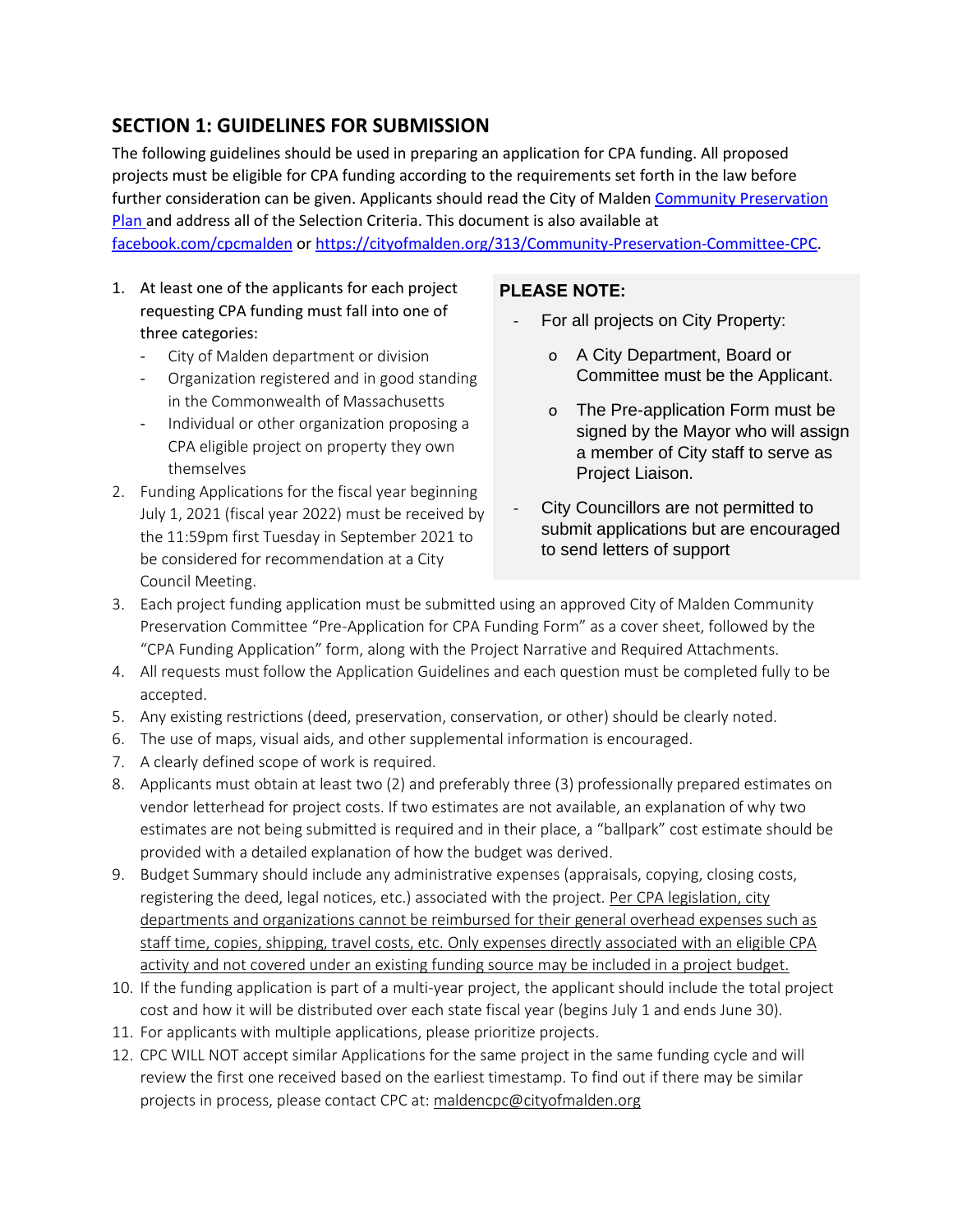## SECTION 1: GUIDELINES FOR SUBMISSION

The following guidelines should be used in preparing an application for CPA funding. All proposed projects must be eligible for CPA funding according to the requirements set forth in the law before further consideration can be given. Applicants should read the City of Malden [Community Preservation Plan](#) and address all of the Selection Criteria. This document is also available at [facebook.com/cpcmalden](#) or [https://cityofmalden.org/313/Community-Preservation-Committee-CPC](https://cityofmalden.org/313/Community-Preservation-Committee-CPC).

1. At least one of the applicants for each project requesting CPA funding must fall into one of three categories:
   - City of Malden department or division
   - Organization registered and in good standing in the Commonwealth of Massachusetts
   - Individual or other organization proposing a CPA eligible project on property they own themselves
2. Funding Applications for the fiscal year beginning July 1, 2021 (fiscal year 2022) must be received by the 11:59pm first Tuesday in September 2021 to be considered for recommendation at a City Council Meeting.

> **PLEASE NOTE:**
>
> - For all projects on City Property:
>   - A City Department, Board or Committee must be the Applicant.
>   - The Pre-application Form must be signed by the Mayor who will assign a member of City staff to serve as Project Liaison.
> - City Councillors are not permitted to submit applications but are encouraged to send letters of support

3. Each project funding application must be submitted using an approved City of Malden Community Preservation Committee "Pre-Application for CPA Funding Form" as a cover sheet, followed by the "CPA Funding Application" form, along with the Project Narrative and Required Attachments.
4. All requests must follow the Application Guidelines and each question must be completed fully to be accepted.
5. Any existing restrictions (deed, preservation, conservation, or other) should be clearly noted.
6. The use of maps, visual aids, and other supplemental information is encouraged.
7. A clearly defined scope of work is required.
8. Applicants must obtain at least two (2) and preferably three (3) professionally prepared estimates on vendor letterhead for project costs. If two estimates are not available, an explanation of why two estimates are not being submitted is required and in their place, a "ballpark" cost estimate should be provided with a detailed explanation of how the budget was derived.
9. Budget Summary should include any administrative expenses (appraisals, copying, closing costs, registering the deed, legal notices, etc.) associated with the project. <u>Per CPA legislation, city departments and organizations cannot be reimbursed for their general overhead expenses such as staff time, copies, shipping, travel costs, etc. Only expenses directly associated with an eligible CPA activity and not covered under an existing funding source may be included in a project budget.</u>
10. If the funding application is part of a multi-year project, the applicant should include the total project cost and how it will be distributed over each state fiscal year (begins July 1 and ends June 30).
11. For applicants with multiple applications, please prioritize projects.
12. CPC WILL NOT accept similar Applications for the same project in the same funding cycle and will review the first one received based on the earliest timestamp. To find out if there may be similar projects in process, please contact CPC at: maldencpc@cityofmalden.org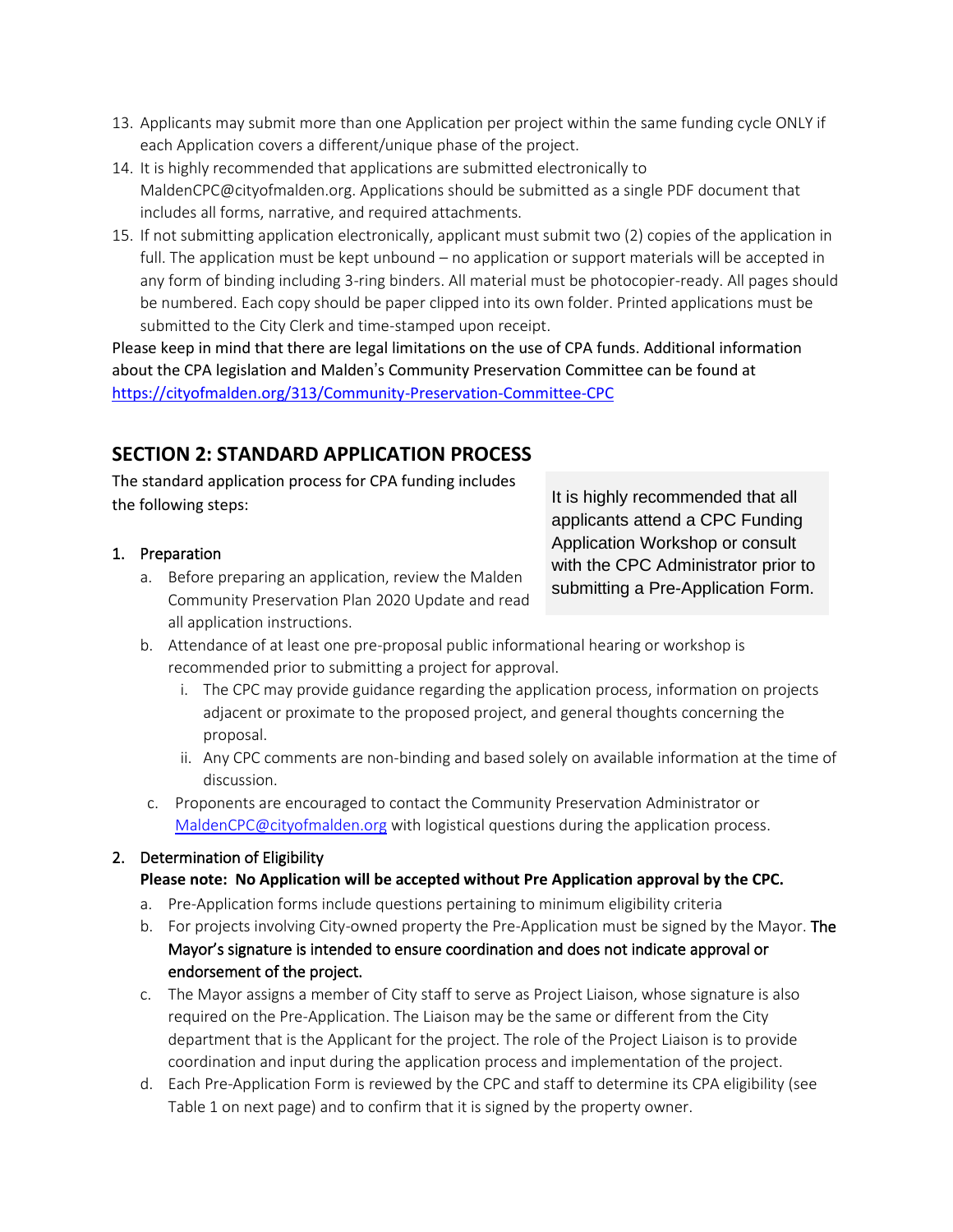13. Applicants may submit more than one Application per project within the same funding cycle ONLY if each Application covers a different/unique phase of the project.
14. It is highly recommended that applications are submitted electronically to MaldenCPC@cityofmalden.org. Applications should be submitted as a single PDF document that includes all forms, narrative, and required attachments.
15. If not submitting application electronically, applicant must submit two (2) copies of the application in full. The application must be kept unbound – no application or support materials will be accepted in any form of binding including 3-ring binders. All material must be photocopier-ready. All pages should be numbered. Each copy should be paper clipped into its own folder. Printed applications must be submitted to the City Clerk and time-stamped upon receipt.

Please keep in mind that there are legal limitations on the use of CPA funds. Additional information about the CPA legislation and Malden's Community Preservation Committee can be found at [https://cityofmalden.org/313/Community-Preservation-Committee-CPC](https://cityofmalden.org/313/Community-Preservation-Committee-CPC)

## SECTION 2: STANDARD APPLICATION PROCESS

The standard application process for CPA funding includes the following steps:

> It is highly recommended that all applicants attend a CPC Funding Application Workshop or consult with the CPC Administrator prior to submitting a Pre-Application Form.

1. Preparation
   a. Before preparing an application, review the Malden Community Preservation Plan 2020 Update and read all application instructions.
   b. Attendance of at least one pre-proposal public informational hearing or workshop is recommended prior to submitting a project for approval.
      i. The CPC may provide guidance regarding the application process, information on projects adjacent or proximate to the proposed project, and general thoughts concerning the proposal.
      ii. Any CPC comments are non-binding and based solely on available information at the time of discussion.
   c. Proponents are encouraged to contact the Community Preservation Administrator or [MaldenCPC@cityofmalden.org](mailto:MaldenCPC@cityofmalden.org) with logistical questions during the application process.

2. Determination of Eligibility
   **Please note: No Application will be accepted without Pre Application approval by the CPC.**
   a. Pre-Application forms include questions pertaining to minimum eligibility criteria
   b. For projects involving City-owned property the Pre-Application must be signed by the Mayor. The Mayor's signature is intended to ensure coordination and does not indicate approval or endorsement of the project.
   c. The Mayor assigns a member of City staff to serve as Project Liaison, whose signature is also required on the Pre-Application. The Liaison may be the same or different from the City department that is the Applicant for the project. The role of the Project Liaison is to provide coordination and input during the application process and implementation of the project.
   d. Each Pre-Application Form is reviewed by the CPC and staff to determine its CPA eligibility (see Table 1 on next page) and to confirm that it is signed by the property owner.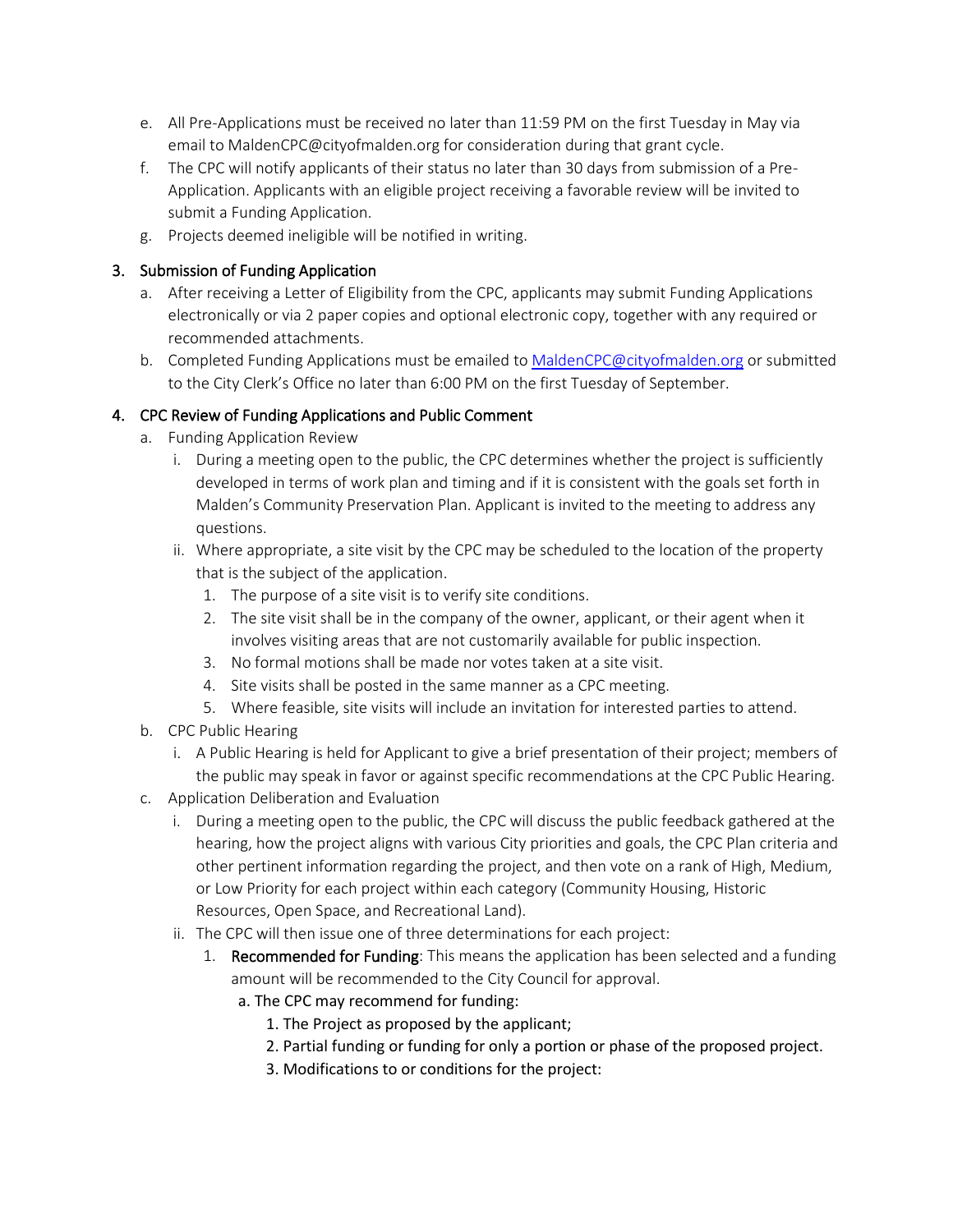e. All Pre-Applications must be received no later than 11:59 PM on the first Tuesday in May via email to MaldenCPC@cityofmalden.org for consideration during that grant cycle.

f. The CPC will notify applicants of their status no later than 30 days from submission of a Pre-Application. Applicants with an eligible project receiving a favorable review will be invited to submit a Funding Application.

g. Projects deemed ineligible will be notified in writing.

3. Submission of Funding Application
   a. After receiving a Letter of Eligibility from the CPC, applicants may submit Funding Applications electronically or via 2 paper copies and optional electronic copy, together with any required or recommended attachments.
   b. Completed Funding Applications must be emailed to [MaldenCPC@cityofmalden.org](mailto:MaldenCPC@cityofmalden.org) or submitted to the City Clerk's Office no later than 6:00 PM on the first Tuesday of September.

4. CPC Review of Funding Applications and Public Comment
   a. Funding Application Review
      i. During a meeting open to the public, the CPC determines whether the project is sufficiently developed in terms of work plan and timing and if it is consistent with the goals set forth in Malden's Community Preservation Plan. Applicant is invited to the meeting to address any questions.
      ii. Where appropriate, a site visit by the CPC may be scheduled to the location of the property that is the subject of the application.
         1. The purpose of a site visit is to verify site conditions.
         2. The site visit shall be in the company of the owner, applicant, or their agent when it involves visiting areas that are not customarily available for public inspection.
         3. No formal motions shall be made nor votes taken at a site visit.
         4. Site visits shall be posted in the same manner as a CPC meeting.
         5. Where feasible, site visits will include an invitation for interested parties to attend.
   b. CPC Public Hearing
      i. A Public Hearing is held for Applicant to give a brief presentation of their project; members of the public may speak in favor or against specific recommendations at the CPC Public Hearing.
   c. Application Deliberation and Evaluation
      i. During a meeting open to the public, the CPC will discuss the public feedback gathered at the hearing, how the project aligns with various City priorities and goals, the CPC Plan criteria and other pertinent information regarding the project, and then vote on a rank of High, Medium, or Low Priority for each project within each category (Community Housing, Historic Resources, Open Space, and Recreational Land).
      ii. The CPC will then issue one of three determinations for each project:
         1. **Recommended for Funding**: This means the application has been selected and a funding amount will be recommended to the City Council for approval.
            a. The CPC may recommend for funding:
               1. The Project as proposed by the applicant;
               2. Partial funding or funding for only a portion or phase of the proposed project.
               3. Modifications to or conditions for the project: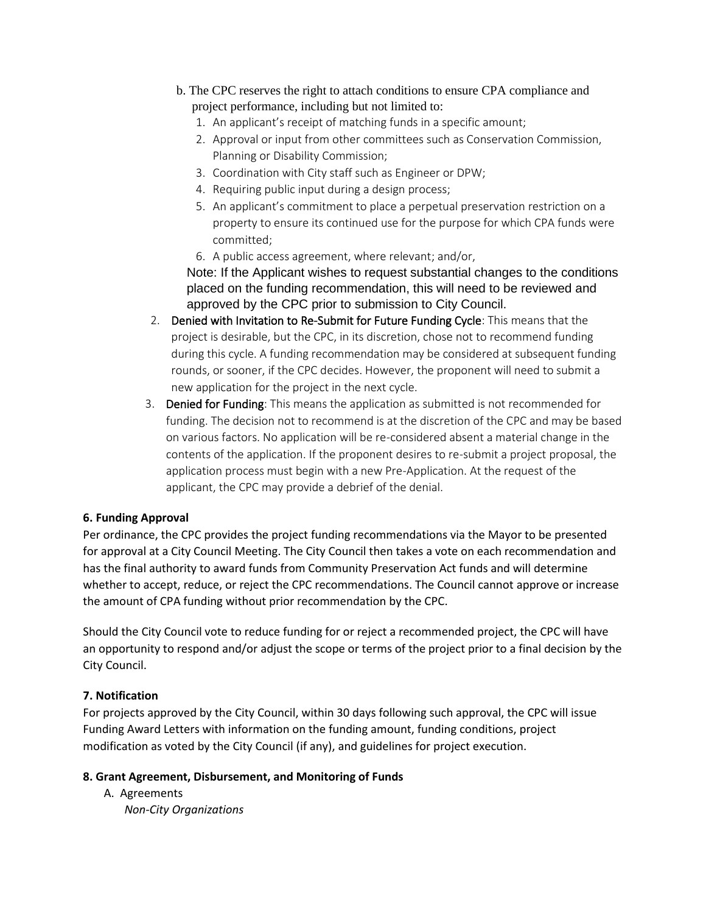b. The CPC reserves the right to attach conditions to ensure CPA compliance and project performance, including but not limited to:

1. An applicant's receipt of matching funds in a specific amount;
2. Approval or input from other committees such as Conservation Commission, Planning or Disability Commission;
3. Coordination with City staff such as Engineer or DPW;
4. Requiring public input during a design process;
5. An applicant's commitment to place a perpetual preservation restriction on a property to ensure its continued use for the purpose for which CPA funds were committed;
6. A public access agreement, where relevant; and/or,

Note: If the Applicant wishes to request substantial changes to the conditions placed on the funding recommendation, this will need to be reviewed and approved by the CPC prior to submission to City Council.

2. **Denied with Invitation to Re-Submit for Future Funding Cycle**: This means that the project is desirable, but the CPC, in its discretion, chose not to recommend funding during this cycle. A funding recommendation may be considered at subsequent funding rounds, or sooner, if the CPC decides. However, the proponent will need to submit a new application for the project in the next cycle.
3. **Denied for Funding**: This means the application as submitted is not recommended for funding. The decision not to recommend is at the discretion of the CPC and may be based on various factors. No application will be re-considered absent a material change in the contents of the application. If the proponent desires to re-submit a project proposal, the application process must begin with a new Pre-Application. At the request of the applicant, the CPC may provide a debrief of the denial.

**6. Funding Approval**

Per ordinance, the CPC provides the project funding recommendations via the Mayor to be presented for approval at a City Council Meeting. The City Council then takes a vote on each recommendation and has the final authority to award funds from Community Preservation Act funds and will determine whether to accept, reduce, or reject the CPC recommendations. The Council cannot approve or increase the amount of CPA funding without prior recommendation by the CPC.

Should the City Council vote to reduce funding for or reject a recommended project, the CPC will have an opportunity to respond and/or adjust the scope or terms of the project prior to a final decision by the City Council.

**7. Notification**

For projects approved by the City Council, within 30 days following such approval, the CPC will issue Funding Award Letters with information on the funding amount, funding conditions, project modification as voted by the City Council (if any), and guidelines for project execution.

**8. Grant Agreement, Disbursement, and Monitoring of Funds**

A. Agreements

*Non-City Organizations*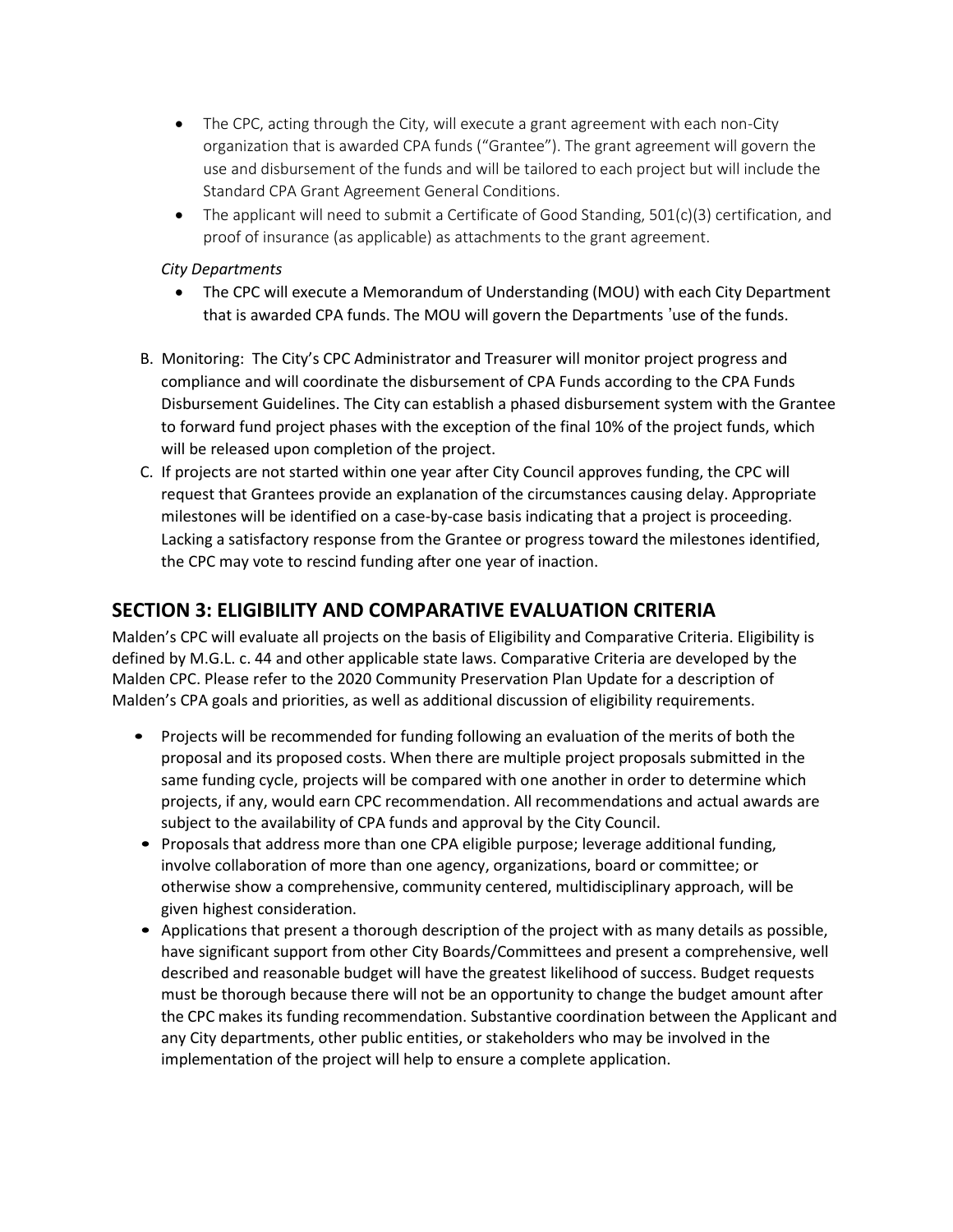- The CPC, acting through the City, will execute a grant agreement with each non-City organization that is awarded CPA funds ("Grantee"). The grant agreement will govern the use and disbursement of the funds and will be tailored to each project but will include the Standard CPA Grant Agreement General Conditions.
- The applicant will need to submit a Certificate of Good Standing, 501(c)(3) certification, and proof of insurance (as applicable) as attachments to the grant agreement.

*City Departments*

- The CPC will execute a Memorandum of Understanding (MOU) with each City Department that is awarded CPA funds. The MOU will govern the Departments 'use of the funds.

B. Monitoring: The City's CPC Administrator and Treasurer will monitor project progress and compliance and will coordinate the disbursement of CPA Funds according to the CPA Funds Disbursement Guidelines. The City can establish a phased disbursement system with the Grantee to forward fund project phases with the exception of the final 10% of the project funds, which will be released upon completion of the project.

C. If projects are not started within one year after City Council approves funding, the CPC will request that Grantees provide an explanation of the circumstances causing delay. Appropriate milestones will be identified on a case-by-case basis indicating that a project is proceeding. Lacking a satisfactory response from the Grantee or progress toward the milestones identified, the CPC may vote to rescind funding after one year of inaction.

## SECTION 3: ELIGIBILITY AND COMPARATIVE EVALUATION CRITERIA

Malden's CPC will evaluate all projects on the basis of Eligibility and Comparative Criteria. Eligibility is defined by M.G.L. c. 44 and other applicable state laws. Comparative Criteria are developed by the Malden CPC. Please refer to the 2020 Community Preservation Plan Update for a description of Malden's CPA goals and priorities, as well as additional discussion of eligibility requirements.

- Projects will be recommended for funding following an evaluation of the merits of both the proposal and its proposed costs. When there are multiple project proposals submitted in the same funding cycle, projects will be compared with one another in order to determine which projects, if any, would earn CPC recommendation. All recommendations and actual awards are subject to the availability of CPA funds and approval by the City Council.
- Proposals that address more than one CPA eligible purpose; leverage additional funding, involve collaboration of more than one agency, organizations, board or committee; or otherwise show a comprehensive, community centered, multidisciplinary approach, will be given highest consideration.
- Applications that present a thorough description of the project with as many details as possible, have significant support from other City Boards/Committees and present a comprehensive, well described and reasonable budget will have the greatest likelihood of success. Budget requests must be thorough because there will not be an opportunity to change the budget amount after the CPC makes its funding recommendation. Substantive coordination between the Applicant and any City departments, other public entities, or stakeholders who may be involved in the implementation of the project will help to ensure a complete application.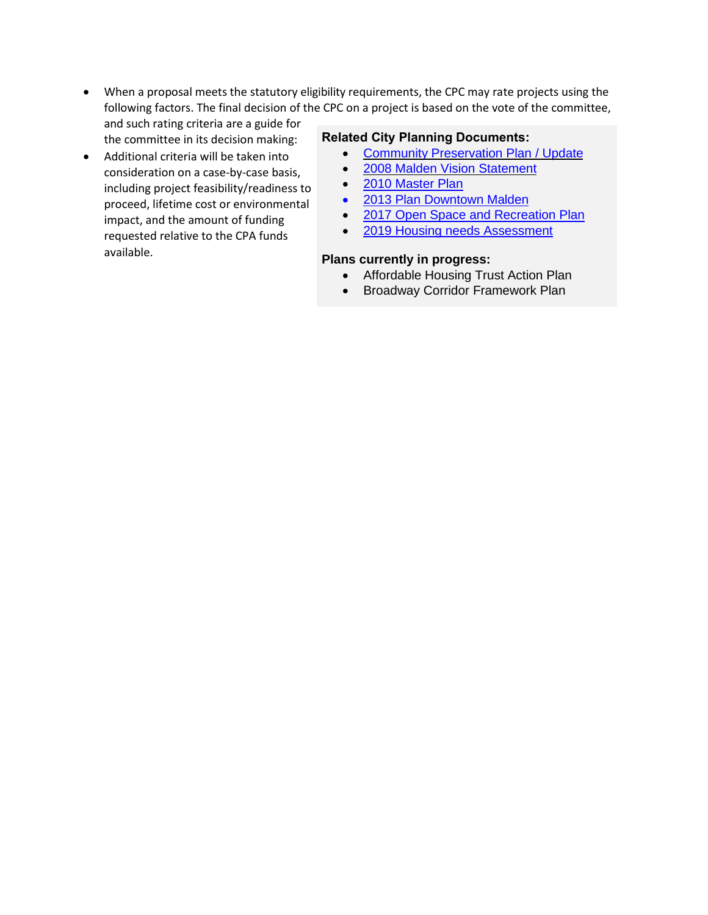- When a proposal meets the statutory eligibility requirements, the CPC may rate projects using the following factors. The final decision of the CPC on a project is based on the vote of the committee, and such rating criteria are a guide for the committee in its decision making:
- Additional criteria will be taken into consideration on a case-by-case basis, including project feasibility/readiness to proceed, lifetime cost or environmental impact, and the amount of funding requested relative to the CPA funds available.

**Related City Planning Documents:**

- Community Preservation Plan / Update
- 2008 Malden Vision Statement
- 2010 Master Plan
- 2013 Plan Downtown Malden
- 2017 Open Space and Recreation Plan
- 2019 Housing needs Assessment

**Plans currently in progress:**

- Affordable Housing Trust Action Plan
- Broadway Corridor Framework Plan